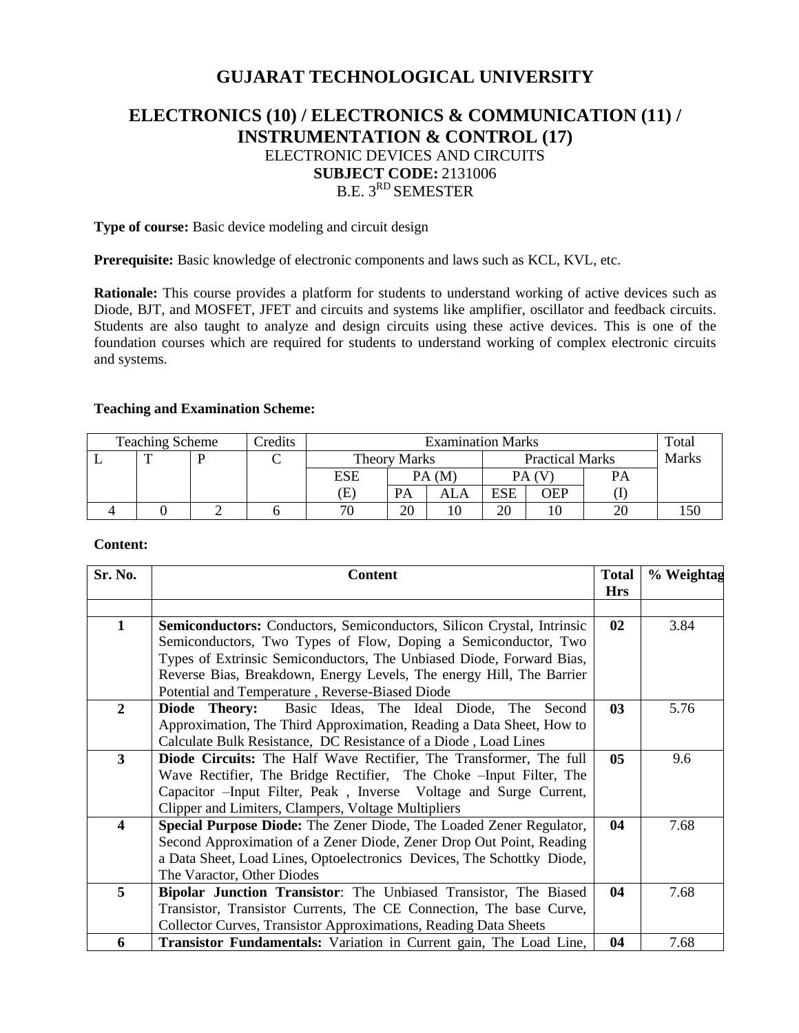# GUJARAT TECHNOLOGICAL UNIVERSITY

## ELECTRONICS (10) / ELECTRONICS & COMMUNICATION (11) / INSTRUMENTATION & CONTROL (17)

ELECTRONIC DEVICES AND CIRCUITS

**SUBJECT CODE:** 2131006

B.E. 3[RD] SEMESTER

**Type of course:** Basic device modeling and circuit design

**Prerequisite:** Basic knowledge of electronic components and laws such as KCL, KVL, etc.

**Rationale:** This course provides a platform for students to understand working of active devices such as Diode, BJT, and MOSFET, JFET and circuits and systems like amplifier, oscillator and feedback circuits. Students are also taught to analyze and design circuits using these active devices. This is one of the foundation courses which are required for students to understand working of complex electronic circuits and systems.

**Teaching and Examination Scheme:**

| Teaching Scheme | | | Credits | Examination Marks | | | | | | Total Marks |
|---|---|---|---|---|---|---|---|---|---|---|
| L | T | P | C | Theory Marks | | | Practical Marks | | | |
| | | | | ESE (E) | PA (M) | | PA (V) | | PA (I) | |
| | | | | | PA | ALA | ESE | OEP | | |
| 4 | 0 | 2 | 6 | 70 | 20 | 10 | 20 | 10 | 20 | 150 |

**Content:**

| Sr. No. | Content | Total Hrs | % Weightag |
|---|---|---|---|
| | | | |
| **1** | **Semiconductors:** Conductors, Semiconductors, Silicon Crystal, Intrinsic Semiconductors, Two Types of Flow, Doping a Semiconductor, Two Types of Extrinsic Semiconductors, The Unbiased Diode, Forward Bias, Reverse Bias, Breakdown, Energy Levels, The energy Hill, The Barrier Potential and Temperature , Reverse-Biased Diode | **02** | 3.84 |
| **2** | **Diode Theory:** Basic Ideas, The Ideal Diode, The Second Approximation, The Third Approximation, Reading a Data Sheet, How to Calculate Bulk Resistance, DC Resistance of a Diode , Load Lines | **03** | 5.76 |
| **3** | **Diode Circuits:** The Half Wave Rectifier, The Transformer, The full Wave Rectifier, The Bridge Rectifier, The Choke –Input Filter, The Capacitor –Input Filter, Peak , Inverse Voltage and Surge Current, Clipper and Limiters, Clampers, Voltage Multipliers | **05** | 9.6 |
| **4** | **Special Purpose Diode:** The Zener Diode, The Loaded Zener Regulator, Second Approximation of a Zener Diode, Zener Drop Out Point, Reading a Data Sheet, Load Lines, Optoelectronics Devices, The Schottky Diode, The Varactor, Other Diodes | **04** | 7.68 |
| **5** | **Bipolar Junction Transistor**: The Unbiased Transistor, The Biased Transistor, Transistor Currents, The CE Connection, The base Curve, Collector Curves, Transistor Approximations, Reading Data Sheets | **04** | 7.68 |
| **6** | **Transistor Fundamentals:** Variation in Current gain, The Load Line, | **04** | 7.68 |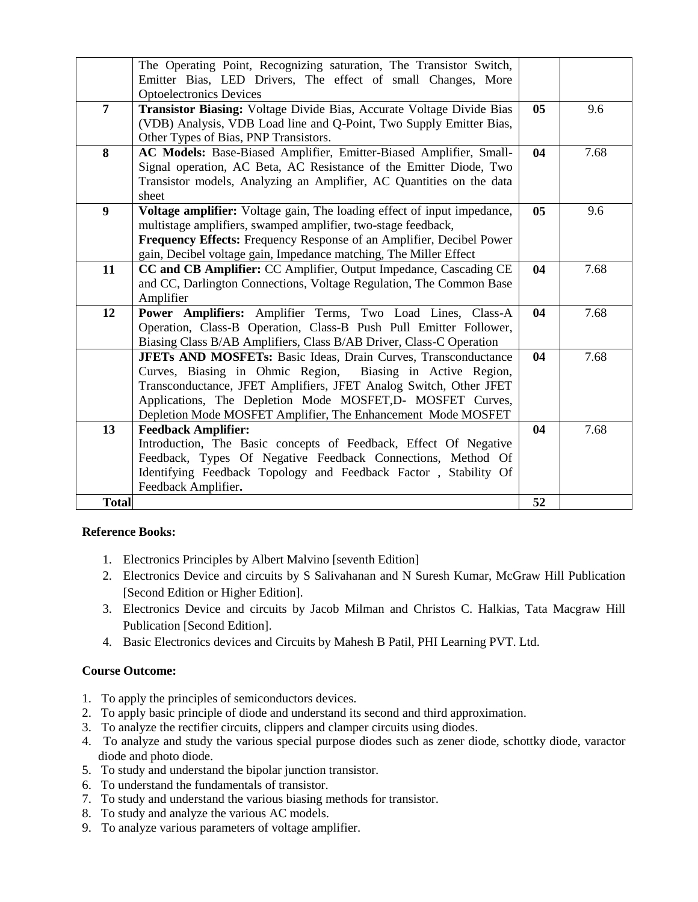| | | | |
|---|---|---|---|
| | The Operating Point, Recognizing saturation, The Transistor Switch, Emitter Bias, LED Drivers, The effect of small Changes, More Optoelectronics Devices | | |
| **7** | **Transistor Biasing:** Voltage Divide Bias, Accurate Voltage Divide Bias (VDB) Analysis, VDB Load line and Q-Point, Two Supply Emitter Bias, Other Types of Bias, PNP Transistors. | **05** | 9.6 |
| **8** | **AC Models:** Base-Biased Amplifier, Emitter-Biased Amplifier, Small-Signal operation, AC Beta, AC Resistance of the Emitter Diode, Two Transistor models, Analyzing an Amplifier, AC Quantities on the data sheet | **04** | 7.68 |
| **9** | **Voltage amplifier:** Voltage gain, The loading effect of input impedance, multistage amplifiers, swamped amplifier, two-stage feedback, **Frequency Effects:** Frequency Response of an Amplifier, Decibel Power gain, Decibel voltage gain, Impedance matching, The Miller Effect | **05** | 9.6 |
| **11** | **CC and CB Amplifier:** CC Amplifier, Output Impedance, Cascading CE and CC, Darlington Connections, Voltage Regulation, The Common Base Amplifier | **04** | 7.68 |
| **12** | **Power Amplifiers:** Amplifier Terms, Two Load Lines, Class-A Operation, Class-B Operation, Class-B Push Pull Emitter Follower, Biasing Class B/AB Amplifiers, Class B/AB Driver, Class-C Operation | **04** | 7.68 |
| | **JFETs AND MOSFETs:** Basic Ideas, Drain Curves, Transconductance Curves, Biasing in Ohmic Region, Biasing in Active Region, Transconductance, JFET Amplifiers, JFET Analog Switch, Other JFET Applications, The Depletion Mode MOSFET,D- MOSFET Curves, Depletion Mode MOSFET Amplifier, The Enhancement Mode MOSFET | **04** | 7.68 |
| **13** | **Feedback Amplifier:** Introduction, The Basic concepts of Feedback, Effect Of Negative Feedback, Types Of Negative Feedback Connections, Method Of Identifying Feedback Topology and Feedback Factor , Stability Of Feedback Amplifier**.** | **04** | 7.68 |
| **Total** | | **52** | |

**Reference Books:**

1. Electronics Principles by Albert Malvino [seventh Edition]
2. Electronics Device and circuits by S Salivahanan and N Suresh Kumar, McGraw Hill Publication [Second Edition or Higher Edition].
3. Electronics Device and circuits by Jacob Milman and Christos C. Halkias, Tata Macgraw Hill Publication [Second Edition].
4. Basic Electronics devices and Circuits by Mahesh B Patil, PHI Learning PVT. Ltd.

**Course Outcome:**

1. To apply the principles of semiconductors devices.
2. To apply basic principle of diode and understand its second and third approximation.
3. To analyze the rectifier circuits, clippers and clamper circuits using diodes.
4. To analyze and study the various special purpose diodes such as zener diode, schottky diode, varactor diode and photo diode.
5. To study and understand the bipolar junction transistor.
6. To understand the fundamentals of transistor.
7. To study and understand the various biasing methods for transistor.
8. To study and analyze the various AC models.
9. To analyze various parameters of voltage amplifier.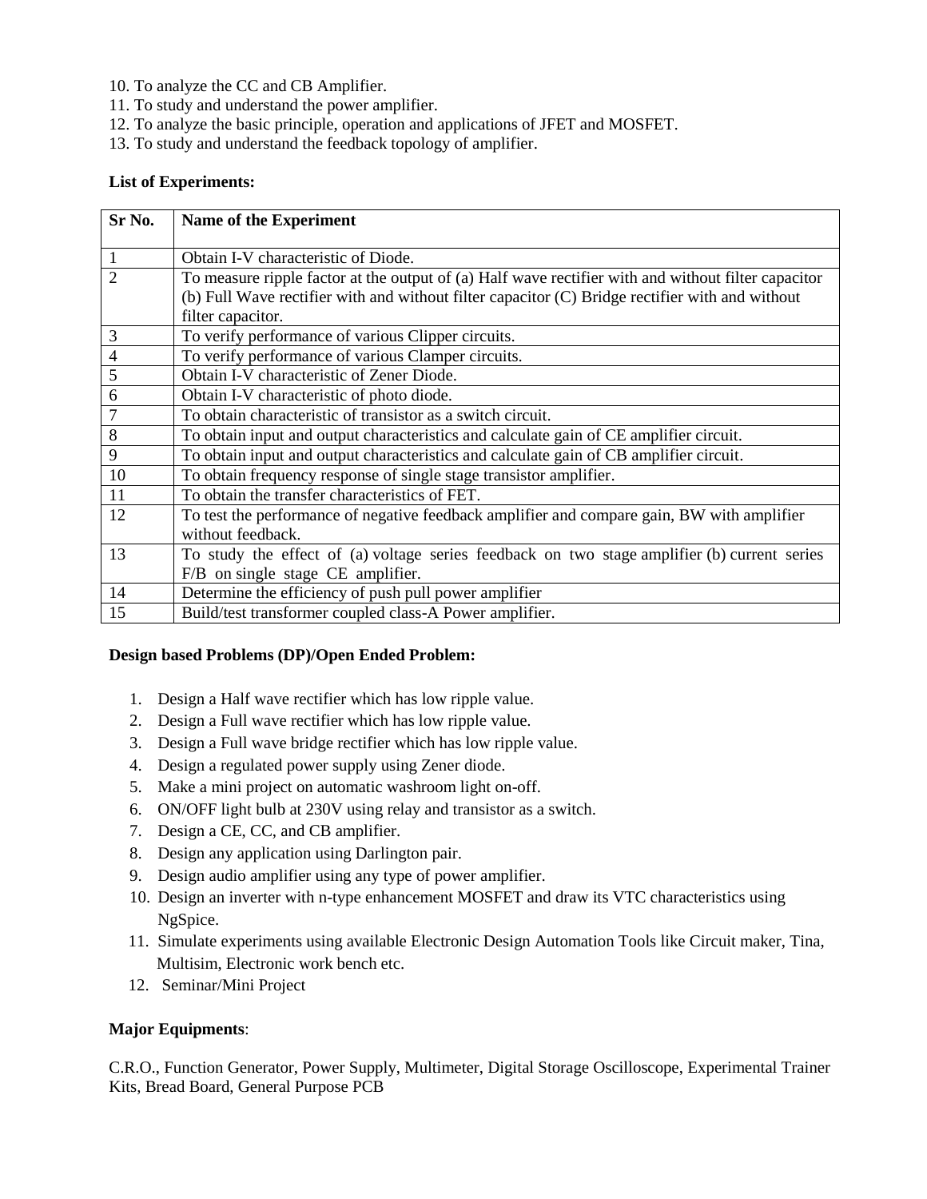10. To analyze the CC and CB Amplifier.
11. To study and understand the power amplifier.
12. To analyze the basic principle, operation and applications of JFET and MOSFET.
13. To study and understand the feedback topology of amplifier.

**List of Experiments:**

| Sr No. | Name of the Experiment |
|---|---|
| 1 | Obtain I-V characteristic of Diode. |
| 2 | To measure ripple factor at the output of (a) Half wave rectifier with and without filter capacitor (b) Full Wave rectifier with and without filter capacitor (C) Bridge rectifier with and without filter capacitor. |
| 3 | To verify performance of various Clipper circuits. |
| 4 | To verify performance of various Clamper circuits. |
| 5 | Obtain I-V characteristic of Zener Diode. |
| 6 | Obtain I-V characteristic of photo diode. |
| 7 | To obtain characteristic of transistor as a switch circuit. |
| 8 | To obtain input and output characteristics and calculate gain of CE amplifier circuit. |
| 9 | To obtain input and output characteristics and calculate gain of CB amplifier circuit. |
| 10 | To obtain frequency response of single stage transistor amplifier. |
| 11 | To obtain the transfer characteristics of FET. |
| 12 | To test the performance of negative feedback amplifier and compare gain, BW with amplifier without feedback. |
| 13 | To study the effect of (a) voltage series feedback on two stage amplifier (b) current series F/B on single stage CE amplifier. |
| 14 | Determine the efficiency of push pull power amplifier |
| 15 | Build/test transformer coupled class-A Power amplifier. |

**Design based Problems (DP)/Open Ended Problem:**

1. Design a Half wave rectifier which has low ripple value.
2. Design a Full wave rectifier which has low ripple value.
3. Design a Full wave bridge rectifier which has low ripple value.
4. Design a regulated power supply using Zener diode.
5. Make a mini project on automatic washroom light on-off.
6. ON/OFF light bulb at 230V using relay and transistor as a switch.
7. Design a CE, CC, and CB amplifier.
8. Design any application using Darlington pair.
9. Design audio amplifier using any type of power amplifier.
10. Design an inverter with n-type enhancement MOSFET and draw its VTC characteristics using NgSpice.
11. Simulate experiments using available Electronic Design Automation Tools like Circuit maker, Tina, Multisim, Electronic work bench etc.
12. Seminar/Mini Project

**Major Equipments**:

C.R.O., Function Generator, Power Supply, Multimeter, Digital Storage Oscilloscope, Experimental Trainer Kits, Bread Board, General Purpose PCB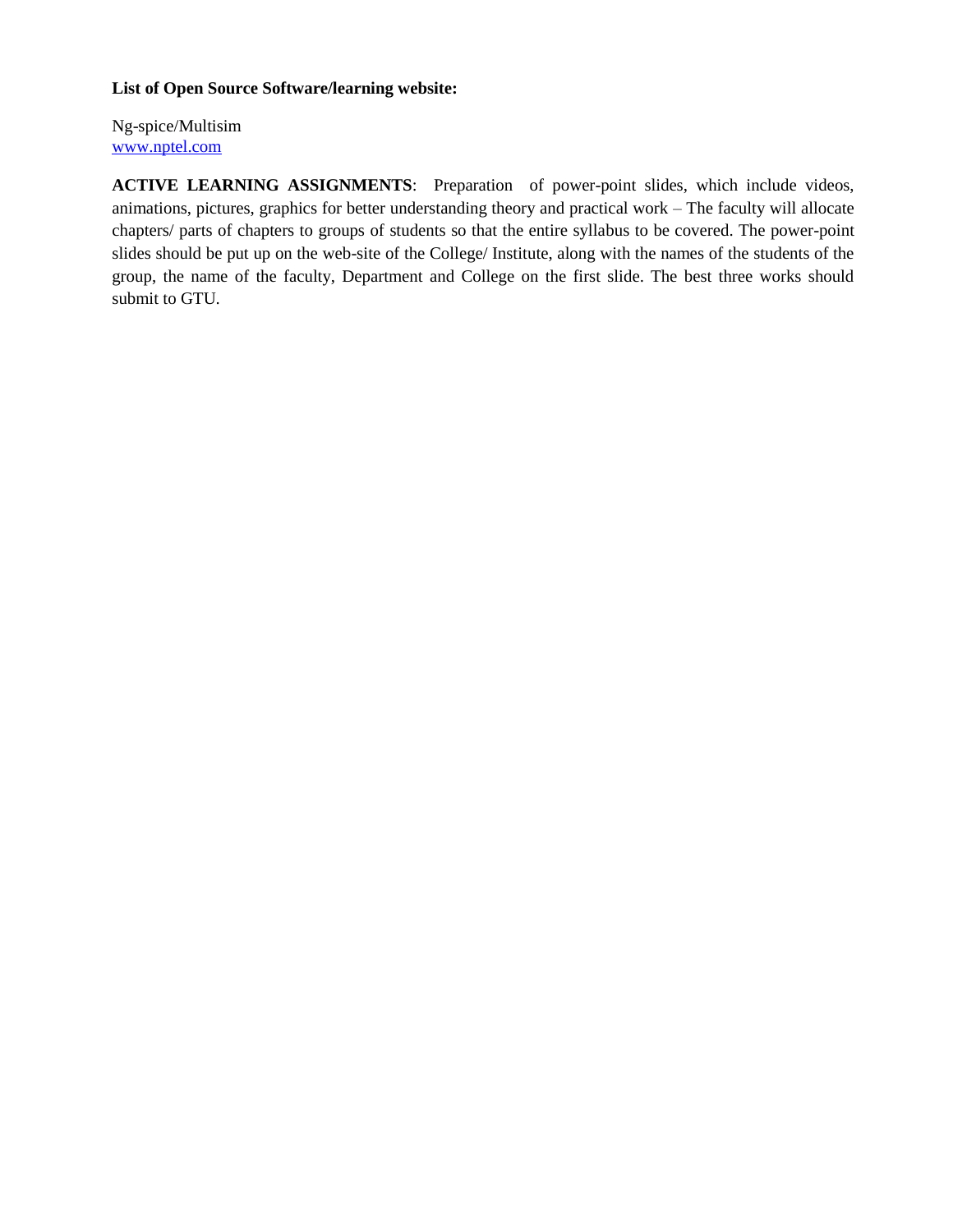**List of Open Source Software/learning website:**

Ng-spice/Multisim
www.nptel.com

**ACTIVE LEARNING ASSIGNMENTS**: Preparation of power-point slides, which include videos, animations, pictures, graphics for better understanding theory and practical work – The faculty will allocate chapters/ parts of chapters to groups of students so that the entire syllabus to be covered. The power-point slides should be put up on the web-site of the College/ Institute, along with the names of the students of the group, the name of the faculty, Department and College on the first slide. The best three works should submit to GTU.